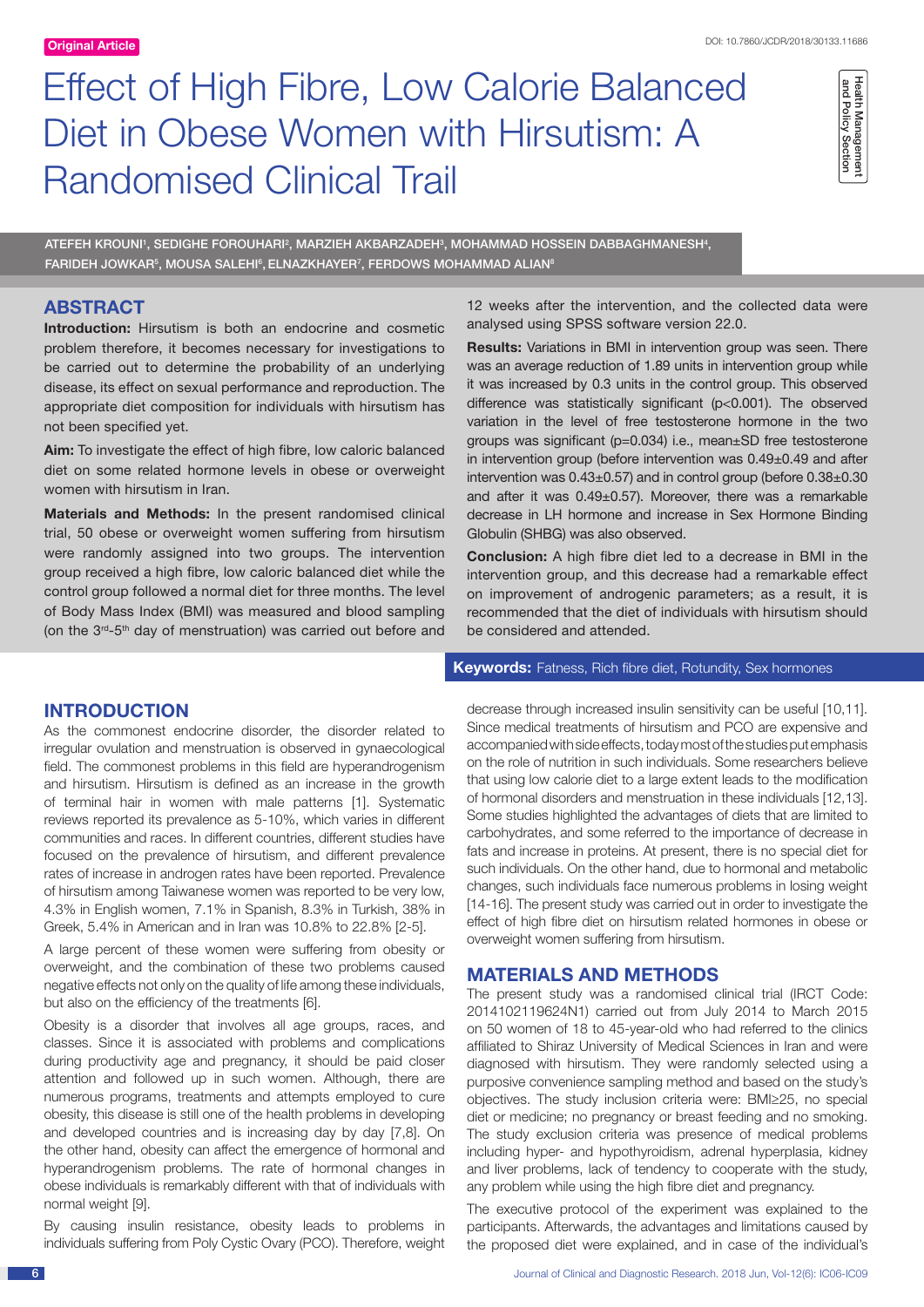Original Article

DOI: 10.7860/JCDR/2018/30133.11686

Health Management and Policy Section

# Effect of High Fibre, Low Calorie Balanced Diet in Obese Women with Hirsutism: A Randomised Clinical Trail

ATEFEH KROUNI[1], SEDIGHE FOROUHARI[2], MARZIEH AKBARZADEH[3], MOHAMMAD HOSSEIN DABBAGHMANESH[4], FARIDEH JOWKAR[5], MOUSA SALEHI[6], ELNAZKHAYER[7], FERDOWS MOHAMMAD ALIAN[8]

## ABSTRACT

**Introduction:** Hirsutism is both an endocrine and cosmetic problem therefore, it becomes necessary for investigations to be carried out to determine the probability of an underlying disease, its effect on sexual performance and reproduction. The appropriate diet composition for individuals with hirsutism has not been specified yet.

**Aim:** To investigate the effect of high fibre, low caloric balanced diet on some related hormone levels in obese or overweight women with hirsutism in Iran.

**Materials and Methods:** In the present randomised clinical trial, 50 obese or overweight women suffering from hirsutism were randomly assigned into two groups. The intervention group received a high fibre, low caloric balanced diet while the control group followed a normal diet for three months. The level of Body Mass Index (BMI) was measured and blood sampling (on the 3rd-5th day of menstruation) was carried out before and 12 weeks after the intervention, and the collected data were analysed using SPSS software version 22.0.

**Results:** Variations in BMI in intervention group was seen. There was an average reduction of 1.89 units in intervention group while it was increased by 0.3 units in the control group. This observed difference was statistically significant ($p<0.001$). The observed variation in the level of free testosterone hormone in the two groups was significant ($p=0.034$) i.e., mean±SD free testosterone in intervention group (before intervention was 0.49±0.49 and after intervention was 0.43±0.57) and in control group (before 0.38±0.30 and after it was 0.49±0.57). Moreover, there was a remarkable decrease in LH hormone and increase in Sex Hormone Binding Globulin (SHBG) was also observed.

**Conclusion:** A high fibre diet led to a decrease in BMI in the intervention group, and this decrease had a remarkable effect on improvement of androgenic parameters; as a result, it is recommended that the diet of individuals with hirsutism should be considered and attended.

**Keywords:** Fatness, Rich fibre diet, Rotundity, Sex hormones

## INTRODUCTION

As the commonest endocrine disorder, the disorder related to irregular ovulation and menstruation is observed in gynaecological field. The commonest problems in this field are hyperandrogenism and hirsutism. Hirsutism is defined as an increase in the growth of terminal hair in women with male patterns [1]. Systematic reviews reported its prevalence as 5-10%, which varies in different communities and races. In different countries, different studies have focused on the prevalence of hirsutism, and different prevalence rates of increase in androgen rates have been reported. Prevalence of hirsutism among Taiwanese women was reported to be very low, 4.3% in English women, 7.1% in Spanish, 8.3% in Turkish, 38% in Greek, 5.4% in American and in Iran was 10.8% to 22.8% [2-5].

A large percent of these women were suffering from obesity or overweight, and the combination of these two problems caused negative effects not only on the quality of life among these individuals, but also on the efficiency of the treatments [6].

Obesity is a disorder that involves all age groups, races, and classes. Since it is associated with problems and complications during productivity age and pregnancy, it should be paid closer attention and followed up in such women. Although, there are numerous programs, treatments and attempts employed to cure obesity, this disease is still one of the health problems in developing and developed countries and is increasing day by day [7,8]. On the other hand, obesity can affect the emergence of hormonal and hyperandrogenism problems. The rate of hormonal changes in obese individuals is remarkably different with that of individuals with normal weight [9].

By causing insulin resistance, obesity leads to problems in individuals suffering from Poly Cystic Ovary (PCO). Therefore, weight decrease through increased insulin sensitivity can be useful [10,11]. Since medical treatments of hirsutism and PCO are expensive and accompanied with side effects, today most of the studies put emphasis on the role of nutrition in such individuals. Some researchers believe that using low calorie diet to a large extent leads to the modification of hormonal disorders and menstruation in these individuals [12,13]. Some studies highlighted the advantages of diets that are limited to carbohydrates, and some referred to the importance of decrease in fats and increase in proteins. At present, there is no special diet for such individuals. On the other hand, due to hormonal and metabolic changes, such individuals face numerous problems in losing weight [14-16]. The present study was carried out in order to investigate the effect of high fibre diet on hirsutism related hormones in obese or overweight women suffering from hirsutism.

## MATERIALS AND METHODS

The present study was a randomised clinical trial (IRCT Code: 2014102119624N1) carried out from July 2014 to March 2015 on 50 women of 18 to 45-year-old who had referred to the clinics affiliated to Shiraz University of Medical Sciences in Iran and were diagnosed with hirsutism. They were randomly selected using a purposive convenience sampling method and based on the study's objectives. The study inclusion criteria were: BMI≥25, no special diet or medicine; no pregnancy or breast feeding and no smoking. The study exclusion criteria was presence of medical problems including hyper- and hypothyroidism, adrenal hyperplasia, kidney and liver problems, lack of tendency to cooperate with the study, any problem while using the high fibre diet and pregnancy.

The executive protocol of the experiment was explained to the participants. Afterwards, the advantages and limitations caused by the proposed diet were explained, and in case of the individual's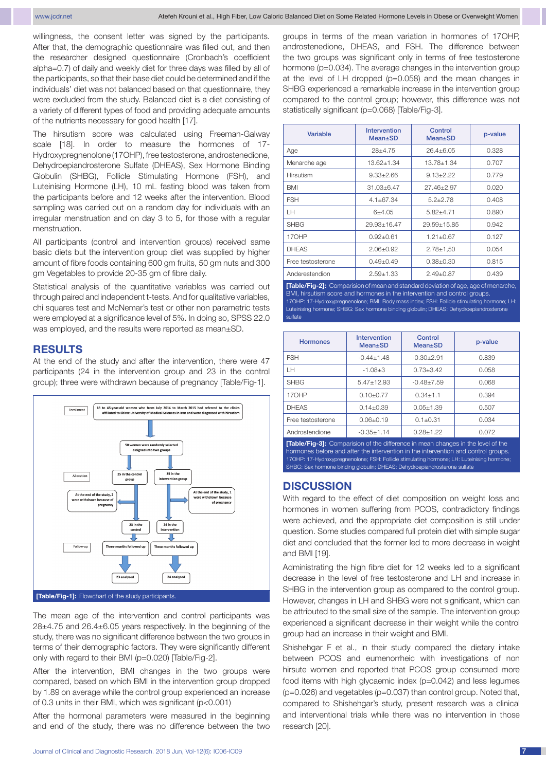willingness, the consent letter was signed by the participants. After that, the demographic questionnaire was filled out, and then the researcher designed questionnaire (Cronbach's coefficient alpha=0.7) of daily and weekly diet for three days was filled by all of the participants, so that their base diet could be determined and if the individuals' diet was not balanced based on that questionnaire, they were excluded from the study. Balanced diet is a diet consisting of a variety of different types of food and providing adequate amounts of the nutrients necessary for good health [17].

The hirsutism score was calculated using Freeman-Galway scale [18]. In order to measure the hormones of 17-Hydroxypregnenolone (17OHP), free testosterone, androstenedione, Dehydroepiandrosterone Sulfate (DHEAS), Sex Hormone Binding Globulin (SHBG), Follicle Stimulating Hormone (FSH), and Luteinising Hormone (LH), 10 mL fasting blood was taken from the participants before and 12 weeks after the intervention. Blood sampling was carried out on a random day for individuals with an irregular menstruation and on day 3 to 5, for those with a regular menstruation.

All participants (control and intervention groups) received same basic diets but the intervention group diet was supplied by higher amount of fibre foods containing 600 gm fruits, 50 gm nuts and 300 gm Vegetables to provide 20-35 gm of fibre daily.

Statistical analysis of the quantitative variables was carried out through paired and independent t-tests. And for qualitative variables, chi squares test and McNemar's test or other non parametric tests were employed at a significance level of 5%. In doing so, SPSS 22.0 was employed, and the results were reported as mean±SD.

## RESULTS

At the end of the study and after the intervention, there were 47 participants (24 in the intervention group and 23 in the control group); three were withdrawn because of pregnancy [Table/Fig-1].

Enrollment: 18 to 45-year-old women who from July 2014 to March 2015 had referred to the clinics affiliated to Shiraz University of Medical Sciences in Iran and were diagnosed with hirsutism

50 women were randomly selected assigned into two groups

Allocation: 25 in the control group | 25 in the intervention group

At the end of the study, 2 were withdrawn because of pregnancy | At the end of the study, 1 were withdrawn because of pregnancy

23 in the control | 24 in the intervention

Follow-up: Three months followed up | Three months followed up

23 analysed | 24 analysed

**[Table/Fig-1]:** Flowchart of the study participants.

The mean age of the intervention and control participants was 28±4.75 and 26.4±6.05 years respectively. In the beginning of the study, there was no significant difference between the two groups in terms of their demographic factors. They were significantly different only with regard to their BMI (p=0.020) [Table/Fig-2].

After the intervention, BMI changes in the two groups were compared, based on which BMI in the intervention group dropped by 1.89 on average while the control group experienced an increase of 0.3 units in their BMI, which was significant (p<0.001)

After the hormonal parameters were measured in the beginning and end of the study, there was no difference between the two groups in terms of the mean variation in hormones of 17OHP, androstenedione, DHEAS, and FSH. The difference between the two groups was significant only in terms of free testosterone hormone (p=0.034). The average changes in the intervention group at the level of LH dropped (p=0.058) and the mean changes in SHBG experienced a remarkable increase in the intervention group compared to the control group; however, this difference was not statistically significant (p=0.068) [Table/Fig-3].

| Variable | Intervention Mean±SD | Control Mean±SD | p-value |
|---|---|---|---|
| Age | 28±4.75 | 26.4±6.05 | 0.328 |
| Menarche age | 13.62±1.34 | 13.78±1.34 | 0.707 |
| Hirsutism | 9.33±2.66 | 9.13±2.22 | 0.779 |
| BMI | 31.03±6.47 | 27.46±2.97 | 0.020 |
| FSH | 4.1±67.34 | 5.2±2.78 | 0.408 |
| LH | 6±4.05 | 5.82±4.71 | 0.890 |
| SHBG | 29.93±16.47 | 29.59±15.85 | 0.942 |
| 17OHP | 0.92±0.61 | 1.21±0.67 | 0.127 |
| DHEAS | 2.06±0.92 | 2.78±1,50 | 0.054 |
| Free testosterone | 0.49±0.49 | 0.38±0.30 | 0.815 |
| Anderestendion | 2.59±1.33 | 2.49±0.87 | 0.439 |

**[Table/Fig-2]:** Comparision of mean and standard deviation of age, age of menarche, BMI, hirsutism score and hormones in the intervention and control groups.
17OHP: 17-Hydroxypregnenolone; BMI: Body mass index; FSH: Follicle stimulating hormone; LH: Luteinising hormone; SHBG: Sex hormone binding globulin; DHEAS: Dehydroepiandrosterone sulfate

| Hormones | Intervention Mean±SD | Control Mean±SD | p-value |
|---|---|---|---|
| FSH | -0.44±1.48 | -0.30±2.91 | 0.839 |
| LH | -1.08±3 | 0.73±3.42 | 0.058 |
| SHBG | 5.47±12.93 | -0.48±7.59 | 0.068 |
| 17OHP | 0.10±0.77 | 0.34±1.1 | 0.394 |
| DHEAS | 0.14±0.39 | 0.05±1.39 | 0.507 |
| Free testosterone | 0.06±0.19 | 0.1±0.31 | 0.034 |
| Androstendione | -0.35±1.14 | 0.28±1.22 | 0.072 |

**[Table/Fig-3]:** Comparision of the difference in mean changes in the level of the hormones before and after the intervention in the intervention and control groups.
17OHP: 17-Hydroxypregnenolone; FSH: Follicle stimulating hormone; LH: Luteinising hormone; SHBG: Sex hormone binding globulin; DHEAS: Dehydroepiandrosterone sulfate

## DISCUSSION

With regard to the effect of diet composition on weight loss and hormones in women suffering from PCOS, contradictory findings were achieved, and the appropriate diet composition is still under question. Some studies compared full protein diet with simple sugar diet and concluded that the former led to more decrease in weight and BMI [19].

Administrating the high fibre diet for 12 weeks led to a significant decrease in the level of free testosterone and LH and increase in SHBG in the intervention group as compared to the control group. However, changes in LH and SHBG were not significant, which can be attributed to the small size of the sample. The intervention group experienced a significant decrease in their weight while the control group had an increase in their weight and BMI.

Shishehgar F et al., in their study compared the dietary intake between PCOS and eumenorrheic with investigations of non hirsute women and reported that PCOS group consumed more food items with high glycaemic index (p=0.042) and less legumes (p=0.026) and vegetables (p=0.037) than control group. Noted that, compared to Shishehgar's study, present research was a clinical and interventional trials while there was no intervention in those research [20].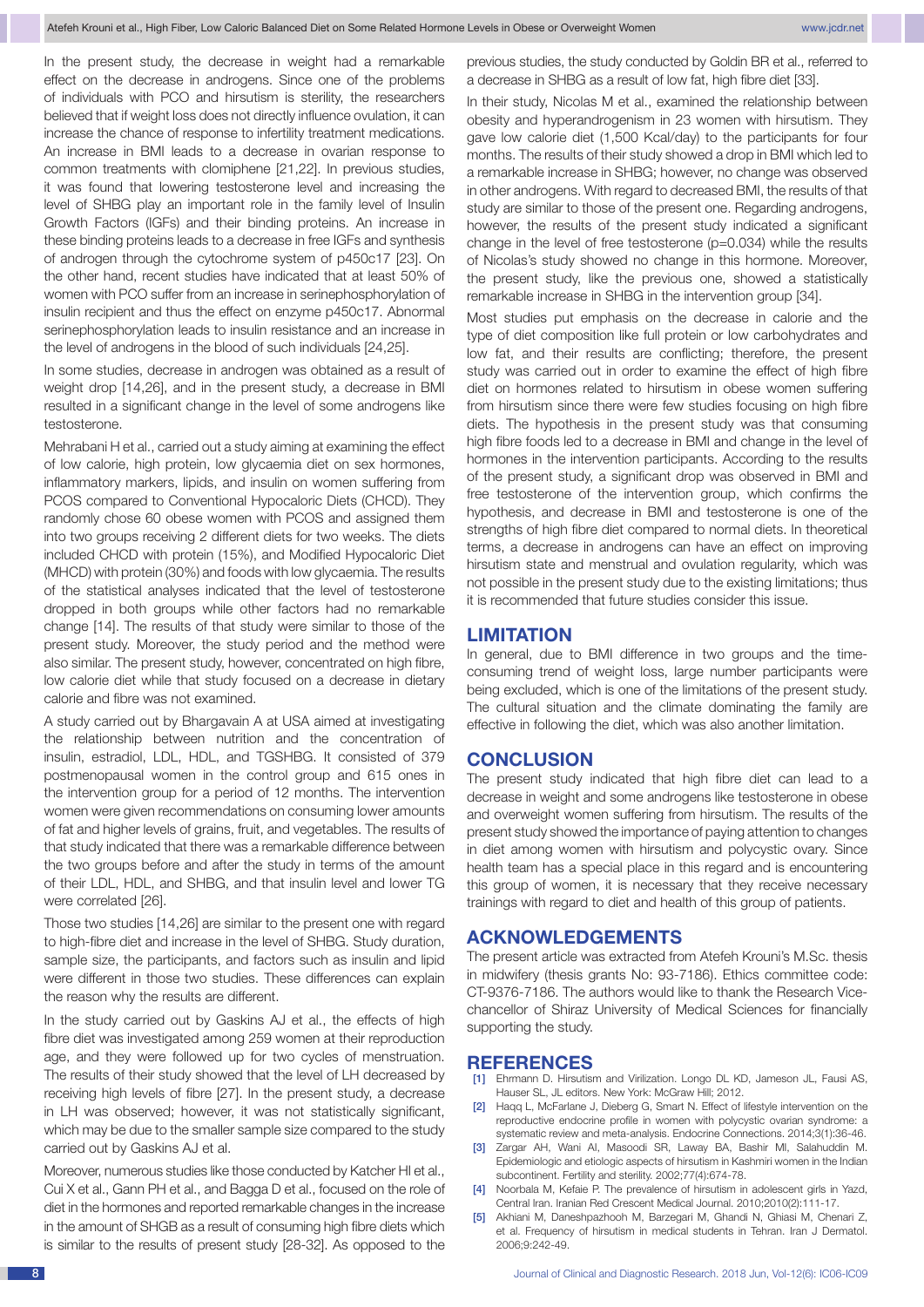In the present study, the decrease in weight had a remarkable effect on the decrease in androgens. Since one of the problems of individuals with PCO and hirsutism is sterility, the researchers believed that if weight loss does not directly influence ovulation, it can increase the chance of response to infertility treatment medications. An increase in BMI leads to a decrease in ovarian response to common treatments with clomiphene [21,22]. In previous studies, it was found that lowering testosterone level and increasing the level of SHBG play an important role in the family level of Insulin Growth Factors (IGFs) and their binding proteins. An increase in these binding proteins leads to a decrease in free IGFs and synthesis of androgen through the cytochrome system of p450c17 [23]. On the other hand, recent studies have indicated that at least 50% of women with PCO suffer from an increase in serinephosphorylation of insulin recipient and thus the effect on enzyme p450c17. Abnormal serinephosphorylation leads to insulin resistance and an increase in the level of androgens in the blood of such individuals [24,25].

In some studies, decrease in androgen was obtained as a result of weight drop [14,26], and in the present study, a decrease in BMI resulted in a significant change in the level of some androgens like testosterone.

Mehrabani H et al., carried out a study aiming at examining the effect of low calorie, high protein, low glycaemia diet on sex hormones, inflammatory markers, lipids, and insulin on women suffering from PCOS compared to Conventional Hypocaloric Diets (CHCD). They randomly chose 60 obese women with PCOS and assigned them into two groups receiving 2 different diets for two weeks. The diets included CHCD with protein (15%), and Modified Hypocaloric Diet (MHCD) with protein (30%) and foods with low glycaemia. The results of the statistical analyses indicated that the level of testosterone dropped in both groups while other factors had no remarkable change [14]. The results of that study were similar to those of the present study. Moreover, the study period and the method were also similar. The present study, however, concentrated on high fibre, low calorie diet while that study focused on a decrease in dietary calorie and fibre was not examined.

A study carried out by Bhargavain A at USA aimed at investigating the relationship between nutrition and the concentration of insulin, estradiol, LDL, HDL, and TGSHBG. It consisted of 379 postmenopausal women in the control group and 615 ones in the intervention group for a period of 12 months. The intervention women were given recommendations on consuming lower amounts of fat and higher levels of grains, fruit, and vegetables. The results of that study indicated that there was a remarkable difference between the two groups before and after the study in terms of the amount of their LDL, HDL, and SHBG, and that insulin level and lower TG were correlated [26].

Those two studies [14,26] are similar to the present one with regard to high-fibre diet and increase in the level of SHBG. Study duration, sample size, the participants, and factors such as insulin and lipid were different in those two studies. These differences can explain the reason why the results are different.

In the study carried out by Gaskins AJ et al., the effects of high fibre diet was investigated among 259 women at their reproduction age, and they were followed up for two cycles of menstruation. The results of their study showed that the level of LH decreased by receiving high levels of fibre [27]. In the present study, a decrease in LH was observed; however, it was not statistically significant, which may be due to the smaller sample size compared to the study carried out by Gaskins AJ et al.

Moreover, numerous studies like those conducted by Katcher HI et al., Cui X et al., Gann PH et al., and Bagga D et al., focused on the role of diet in the hormones and reported remarkable changes in the increase in the amount of SHGB as a result of consuming high fibre diets which is similar to the results of present study [28-32]. As opposed to the previous studies, the study conducted by Goldin BR et al., referred to a decrease in SHBG as a result of low fat, high fibre diet [33].

In their study, Nicolas M et al., examined the relationship between obesity and hyperandrogenism in 23 women with hirsutism. They gave low calorie diet (1,500 Kcal/day) to the participants for four months. The results of their study showed a drop in BMI which led to a remarkable increase in SHBG; however, no change was observed in other androgens. With regard to decreased BMI, the results of that study are similar to those of the present one. Regarding androgens, however, the results of the present study indicated a significant change in the level of free testosterone (p=0.034) while the results of Nicolas's study showed no change in this hormone. Moreover, the present study, like the previous one, showed a statistically remarkable increase in SHBG in the intervention group [34].

Most studies put emphasis on the decrease in calorie and the type of diet composition like full protein or low carbohydrates and low fat, and their results are conflicting; therefore, the present study was carried out in order to examine the effect of high fibre diet on hormones related to hirsutism in obese women suffering from hirsutism since there were few studies focusing on high fibre diets. The hypothesis in the present study was that consuming high fibre foods led to a decrease in BMI and change in the level of hormones in the intervention participants. According to the results of the present study, a significant drop was observed in BMI and free testosterone of the intervention group, which confirms the hypothesis, and decrease in BMI and testosterone is one of the strengths of high fibre diet compared to normal diets. In theoretical terms, a decrease in androgens can have an effect on improving hirsutism state and menstrual and ovulation regularity, which was not possible in the present study due to the existing limitations; thus it is recommended that future studies consider this issue.

## LIMITATION

In general, due to BMI difference in two groups and the time-consuming trend of weight loss, large number participants were being excluded, which is one of the limitations of the present study. The cultural situation and the climate dominating the family are effective in following the diet, which was also another limitation.

## CONCLUSION

The present study indicated that high fibre diet can lead to a decrease in weight and some androgens like testosterone in obese and overweight women suffering from hirsutism. The results of the present study showed the importance of paying attention to changes in diet among women with hirsutism and polycystic ovary. Since health team has a special place in this regard and is encountering this group of women, it is necessary that they receive necessary trainings with regard to diet and health of this group of patients.

## ACKNOWLEDGEMENTS

The present article was extracted from Atefeh Krouni's M.Sc. thesis in midwifery (thesis grants No: 93-7186). Ethics committee code: CT-9376-7186. The authors would like to thank the Research Vice-chancellor of Shiraz University of Medical Sciences for financially supporting the study.

## REFERENCES

[1] Ehrmann D. Hirsutism and Virilization. Longo DL KD, Jameson JL, Fausi AS, Hauser SL, JL editors. New York: McGraw Hill; 2012.

[2] Haqq L, McFarlane J, Dieberg G, Smart N. Effect of lifestyle intervention on the reproductive endocrine profile in women with polycystic ovarian syndrome: a systematic review and meta-analysis. Endocrine Connections. 2014;3(1):36-46.

[3] Zargar AH, Wani AI, Masoodi SR, Laway BA, Bashir MI, Salahuddin M. Epidemiologic and etiologic aspects of hirsutism in Kashmiri women in the Indian subcontinent. Fertility and sterility. 2002;77(4):674-78.

[4] Noorbala M, Kefaie P. The prevalence of hirsutism in adolescent girls in Yazd, Central Iran. Iranian Red Crescent Medical Journal. 2010;2010(2):111-17.

[5] Akhiani M, Daneshpazhooh M, Barzegari M, Ghandi N, Ghiasi M, Chenari Z, et al. Frequency of hirsutism in medical students in Tehran. Iran J Dermatol. 2006;9:242-49.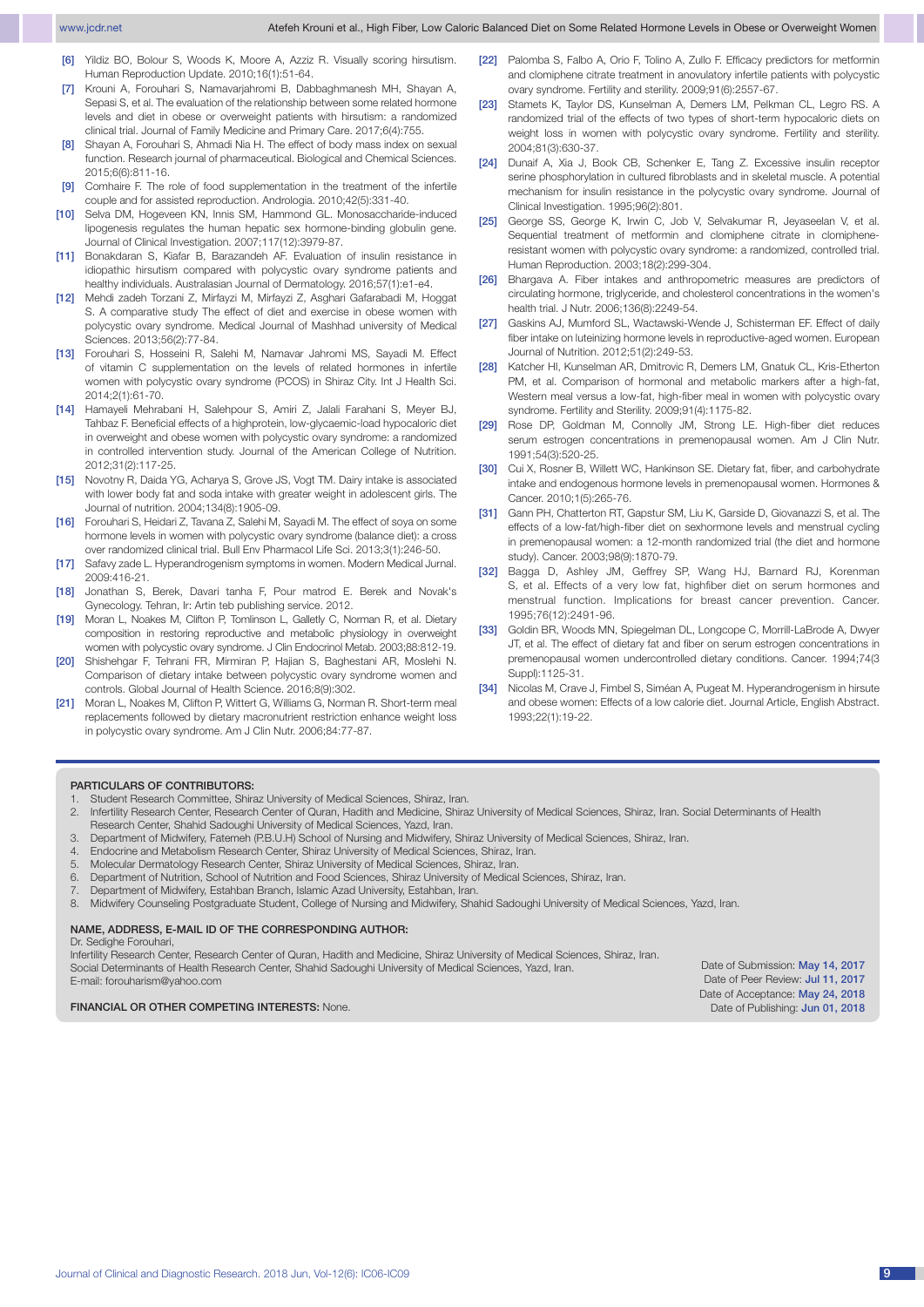[6] Yildiz BO, Bolour S, Woods K, Moore A, Azziz R. Visually scoring hirsutism. Human Reproduction Update. 2010;16(1):51-64.

[7] Krouni A, Forouhari S, Namavarjahromi B, Dabbaghmanesh MH, Shayan A, Sepasi S, et al. The evaluation of the relationship between some related hormone levels and diet in obese or overweight patients with hirsutism: a randomized clinical trial. Journal of Family Medicine and Primary Care. 2017;6(4):755.

[8] Shayan A, Forouhari S, Ahmadi Nia H. The effect of body mass index on sexual function. Research journal of pharmaceutical. Biological and Chemical Sciences. 2015;6(6):811-16.

[9] Comhaire F. The role of food supplementation in the treatment of the infertile couple and for assisted reproduction. Andrologia. 2010;42(5):331-40.

[10] Selva DM, Hogeveen KN, Innis SM, Hammond GL. Monosaccharide-induced lipogenesis regulates the human hepatic sex hormone-binding globulin gene. Journal of Clinical Investigation. 2007;117(12):3979-87.

[11] Bonakdaran S, Kiafar B, Barazandeh AF. Evaluation of insulin resistance in idiopathic hirsutism compared with polycystic ovary syndrome patients and healthy individuals. Australasian Journal of Dermatology. 2016;57(1):e1-e4.

[12] Mehdi zadeh Torzani Z, Mirfayzi M, Mirfayzi Z, Asghari Gafarabadi M, Hoggat S. A comparative study The effect of diet and exercise in obese women with polycystic ovary syndrome. Medical Journal of Mashhad university of Medical Sciences. 2013;56(2):77-84.

[13] Forouhari S, Hosseini R, Salehi M, Namavar Jahromi MS, Sayadi M. Effect of vitamin C supplementation on the levels of related hormones in infertile women with polycystic ovary syndrome (PCOS) in Shiraz City. Int J Health Sci. 2014;2(1):61-70.

[14] Hamayeli Mehrabani H, Salehpour S, Amiri Z, Jalali Farahani S, Meyer BJ, Tahbaz F. Beneficial effects of a highprotein, low-glycaemic-load hypocaloric diet in overweight and obese women with polycystic ovary syndrome: a randomized in controlled intervention study. Journal of the American College of Nutrition. 2012;31(2):117-25.

[15] Novotny R, Daida YG, Acharya S, Grove JS, Vogt TM. Dairy intake is associated with lower body fat and soda intake with greater weight in adolescent girls. The Journal of nutrition. 2004;134(8):1905-09.

[16] Forouhari S, Heidari Z, Tavana Z, Salehi M, Sayadi M. The effect of soya on some hormone levels in women with polycystic ovary syndrome (balance diet): a cross over randomized clinical trial. Bull Env Pharmacol Life Sci. 2013;3(1):246-50.

[17] Safavy zade L. Hyperandrogenism symptoms in women. Modern Medical Jurnal. 2009:416-21.

[18] Jonathan S, Berek, Davari tanha F, Pour matrod E. Berek and Novak's Gynecology. Tehran, Ir: Artin teb publishing service. 2012.

[19] Moran L, Noakes M, Clifton P, Tomlinson L, Galletly C, Norman R, et al. Dietary composition in restoring reproductive and metabolic physiology in overweight women with polycystic ovary syndrome. J Clin Endocrinol Metab. 2003;88:812-19.

[20] Shishehgar F, Tehrani FR, Mirmiran P, Hajian S, Baghestani AR, Moslehi N. Comparison of dietary intake between polycystic ovary syndrome women and controls. Global Journal of Health Science. 2016;8(9):302.

[21] Moran L, Noakes M, Clifton P, Wittert G, Williams G, Norman R. Short-term meal replacements followed by dietary macronutrient restriction enhance weight loss in polycystic ovary syndrome. Am J Clin Nutr. 2006;84:77-87.

[22] Palomba S, Falbo A, Orio F, Tolino A, Zullo F. Efficacy predictors for metformin and clomiphene citrate treatment in anovulatory infertile patients with polycystic ovary syndrome. Fertility and sterility. 2009;91(6):2557-67.

[23] Stamets K, Taylor DS, Kunselman A, Demers LM, Pelkman CL, Legro RS. A randomized trial of the effects of two types of short-term hypocaloric diets on weight loss in women with polycystic ovary syndrome. Fertility and sterility. 2004;81(3):630-37.

[24] Dunaif A, Xia J, Book CB, Schenker E, Tang Z. Excessive insulin receptor serine phosphorylation in cultured fibroblasts and in skeletal muscle. A potential mechanism for insulin resistance in the polycystic ovary syndrome. Journal of Clinical Investigation. 1995;96(2):801.

[25] George SS, George K, Irwin C, Job V, Selvakumar R, Jeyaseelan V, et al. Sequential treatment of metformin and clomiphene citrate in clomiphene-resistant women with polycystic ovary syndrome: a randomized, controlled trial. Human Reproduction. 2003;18(2):299-304.

[26] Bhargava A. Fiber intakes and anthropometric measures are predictors of circulating hormone, triglyceride, and cholesterol concentrations in the women's health trial. J Nutr. 2006;136(8):2249-54.

[27] Gaskins AJ, Mumford SL, Wactawski-Wende J, Schisterman EF. Effect of daily fiber intake on luteinizing hormone levels in reproductive-aged women. European Journal of Nutrition. 2012;51(2):249-53.

[28] Katcher HI, Kunselman AR, Dmitrovic R, Demers LM, Gnatuk CL, Kris-Etherton PM, et al. Comparison of hormonal and metabolic markers after a high-fat, Western meal versus a low-fat, high-fiber meal in women with polycystic ovary syndrome. Fertility and Sterility. 2009;91(4):1175-82.

[29] Rose DP, Goldman M, Connolly JM, Strong LE. High-fiber diet reduces serum estrogen concentrations in premenopausal women. Am J Clin Nutr. 1991;54(3):520-25.

[30] Cui X, Rosner B, Willett WC, Hankinson SE. Dietary fat, fiber, and carbohydrate intake and endogenous hormone levels in premenopausal women. Hormones & Cancer. 2010;1(5):265-76.

[31] Gann PH, Chatterton RT, Gapstur SM, Liu K, Garside D, Giovanazzi S, et al. The effects of a low-fat/high-fiber diet on sexhormone levels and menstrual cycling in premenopausal women: a 12-month randomized trial (the diet and hormone study). Cancer. 2003;98(9):1870-79.

[32] Bagga D, Ashley JM, Geffrey SP, Wang HJ, Barnard RJ, Korenman S, et al. Effects of a very low fat, highfiber diet on serum hormones and menstrual function. Implications for breast cancer prevention. Cancer. 1995;76(12):2491-96.

[33] Goldin BR, Woods MN, Spiegelman DL, Longcope C, Morrill-LaBrode A, Dwyer JT, et al. The effect of dietary fat and fiber on serum estrogen concentrations in premenopausal women undercontrolled dietary conditions. Cancer. 1994;74(3 Suppl):1125-31.

[34] Nicolas M, Crave J, Fimbel S, Siméan A, Pugeat M. Hyperandrogenism in hirsute and obese women: Effects of a low calorie diet. Journal Article, English Abstract. 1993;22(1):19-22.

**PARTICULARS OF CONTRIBUTORS:**

1. Student Research Committee, Shiraz University of Medical Sciences, Shiraz, Iran.
2. Infertility Research Center, Research Center of Quran, Hadith and Medicine, Shiraz University of Medical Sciences, Shiraz, Iran. Social Determinants of Health Research Center, Shahid Sadoughi University of Medical Sciences, Yazd, Iran.
3. Department of Midwifery, Fatemeh (P.B.U.H) School of Nursing and Midwifery, Shiraz University of Medical Sciences, Shiraz, Iran.
4. Endocrine and Metabolism Research Center, Shiraz University of Medical Sciences, Shiraz, Iran.
5. Molecular Dermatology Research Center, Shiraz University of Medical Sciences, Shiraz, Iran.
6. Department of Nutrition, School of Nutrition and Food Sciences, Shiraz University of Medical Sciences, Shiraz, Iran.
7. Department of Midwifery, Estahban Branch, Islamic Azad University, Estahban, Iran.
8. Midwifery Counseling Postgraduate Student, College of Nursing and Midwifery, Shahid Sadoughi University of Medical Sciences, Yazd, Iran.

**NAME, ADDRESS, E-MAIL ID OF THE CORRESPONDING AUTHOR:**

Dr. Sedighe Forouhari,
Infertility Research Center, Research Center of Quran, Hadith and Medicine, Shiraz University of Medical Sciences, Shiraz, Iran.
Social Determinants of Health Research Center, Shahid Sadoughi University of Medical Sciences, Yazd, Iran.
E-mail: forouharism@yahoo.com

**FINANCIAL OR OTHER COMPETING INTERESTS:** None.

Date of Submission: May 14, 2017
Date of Peer Review: Jul 11, 2017
Date of Acceptance: May 24, 2018
Date of Publishing: Jun 01, 2018